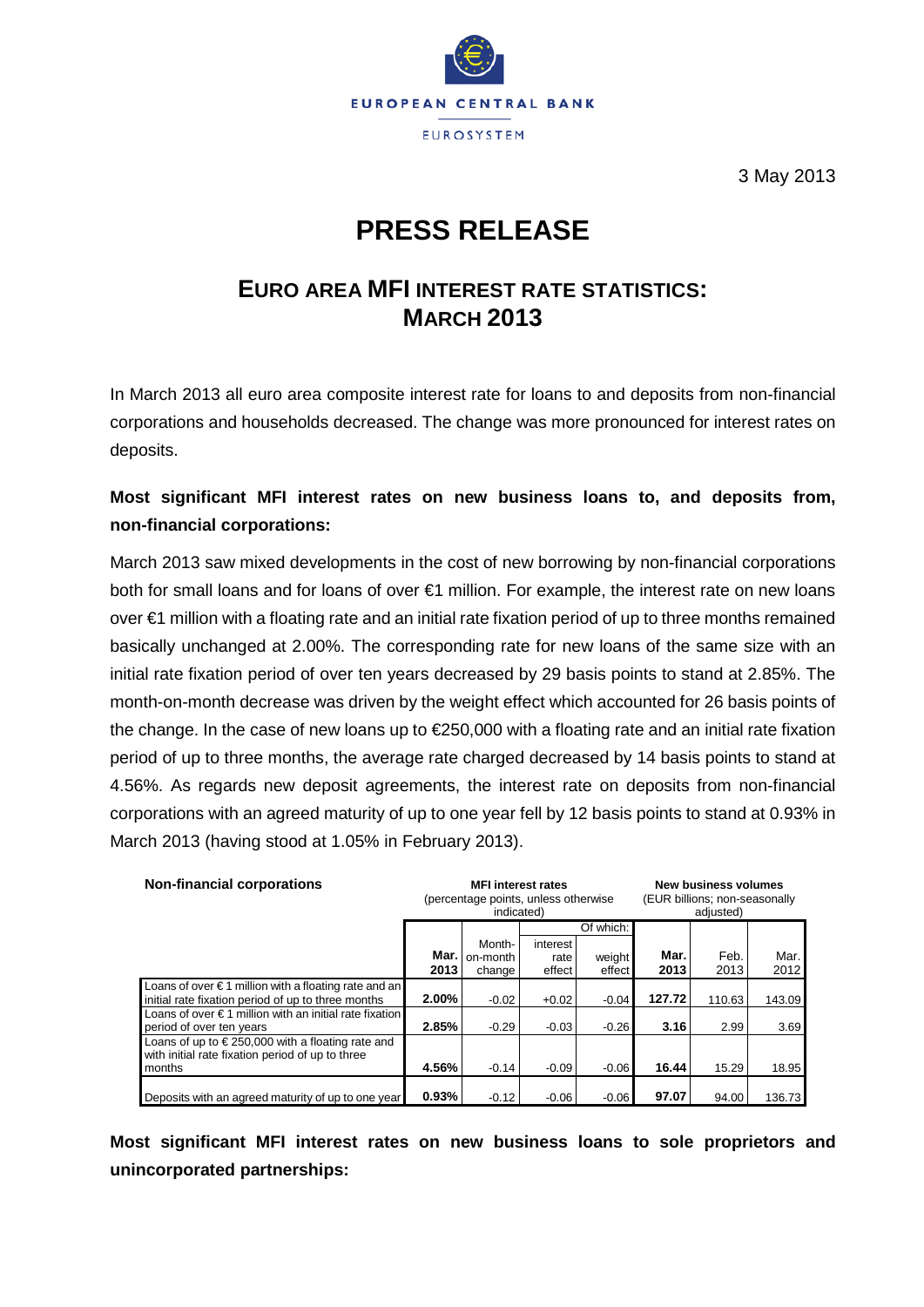EUROPEAN CENTRAL BANK

EUROSYSTEM

3 May 2013

# PRESS RELEASE

## EURO AREA MFI INTEREST RATE STATISTICS: MARCH 2013

In March 2013 all euro area composite interest rate for loans to and deposits from non-financial corporations and households decreased. The change was more pronounced for interest rates on deposits.

### Most significant MFI interest rates on new business loans to, and deposits from, non-financial corporations:

March 2013 saw mixed developments in the cost of new borrowing by non-financial corporations both for small loans and for loans of over €1 million. For example, the interest rate on new loans over €1 million with a floating rate and an initial rate fixation period of up to three months remained basically unchanged at 2.00%. The corresponding rate for new loans of the same size with an initial rate fixation period of over ten years decreased by 29 basis points to stand at 2.85%. The month-on-month decrease was driven by the weight effect which accounted for 26 basis points of the change. In the case of new loans up to €250,000 with a floating rate and an initial rate fixation period of up to three months, the average rate charged decreased by 14 basis points to stand at 4.56%. As regards new deposit agreements, the interest rate on deposits from non-financial corporations with an agreed maturity of up to one year fell by 12 basis points to stand at 0.93% in March 2013 (having stood at 1.05% in February 2013).

| Non-financial corporations | MFI interest rates (percentage points, unless otherwise indicated) | | | | New business volumes (EUR billions; non-seasonally adjusted) | | |
|---|---|---|---|---|---|---|---|
| | | | Of which: | | | | |
| | **Mar. 2013** | Month-on-month change | interest rate effect | weight effect | **Mar. 2013** | Feb. 2013 | Mar. 2012 |
| Loans of over € 1 million with a floating rate and an initial rate fixation period of up to three months | **2.00%** | -0.02 | +0.02 | -0.04 | **127.72** | 110.63 | 143.09 |
| Loans of over € 1 million with an initial rate fixation period of over ten years | **2.85%** | -0.29 | -0.03 | -0.26 | **3.16** | 2.99 | 3.69 |
| Loans of up to € 250,000 with a floating rate and with initial rate fixation period of up to three months | **4.56%** | -0.14 | -0.09 | -0.06 | **16.44** | 15.29 | 18.95 |
| Deposits with an agreed maturity of up to one year | **0.93%** | -0.12 | -0.06 | -0.06 | **97.07** | 94.00 | 136.73 |

### Most significant MFI interest rates on new business loans to sole proprietors and unincorporated partnerships: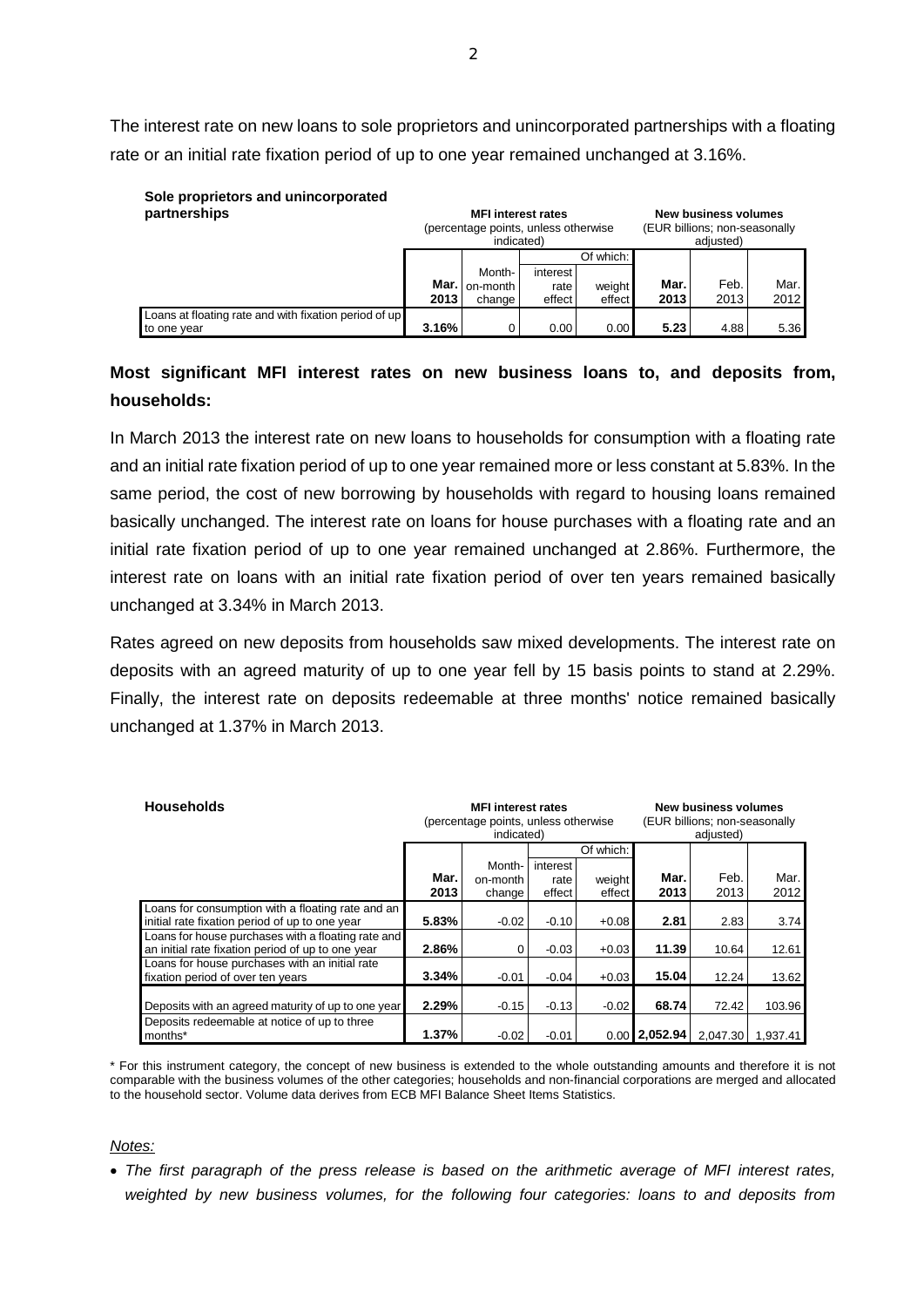The interest rate on new loans to sole proprietors and unincorporated partnerships with a floating rate or an initial rate fixation period of up to one year remained unchanged at 3.16%.

| **Sole proprietors and unincorporated partnerships** | **MFI interest rates** (percentage points, unless otherwise indicated) | | | | **New business volumes** (EUR billions; non-seasonally adjusted) | | |
|---|---|---|---|---|---|---|---|
| | | | Of which: | | | | |
| | **Mar. 2013** | Month-on-month change | interest rate effect | weight effect | **Mar. 2013** | Feb. 2013 | Mar. 2012 |
| Loans at floating rate and with fixation period of up to one year | **3.16%** | 0 | 0.00 | 0.00 | **5.23** | 4.88 | 5.36 |

## Most significant MFI interest rates on new business loans to, and deposits from, households:

In March 2013 the interest rate on new loans to households for consumption with a floating rate and an initial rate fixation period of up to one year remained more or less constant at 5.83%. In the same period, the cost of new borrowing by households with regard to housing loans remained basically unchanged. The interest rate on loans for house purchases with a floating rate and an initial rate fixation period of up to one year remained unchanged at 2.86%. Furthermore, the interest rate on loans with an initial rate fixation period of over ten years remained basically unchanged at 3.34% in March 2013.

Rates agreed on new deposits from households saw mixed developments. The interest rate on deposits with an agreed maturity of up to one year fell by 15 basis points to stand at 2.29%. Finally, the interest rate on deposits redeemable at three months' notice remained basically unchanged at 1.37% in March 2013.

| **Households** | **MFI interest rates** (percentage points, unless otherwise indicated) | | | | **New business volumes** (EUR billions; non-seasonally adjusted) | | |
|---|---|---|---|---|---|---|---|
| | | | Of which: | | | | |
| | **Mar. 2013** | Month-on-month change | interest rate effect | weight effect | **Mar. 2013** | Feb. 2013 | Mar. 2012 |
| Loans for consumption with a floating rate and an initial rate fixation period of up to one year | **5.83%** | -0.02 | -0.10 | +0.08 | **2.81** | 2.83 | 3.74 |
| Loans for house purchases with a floating rate and an initial rate fixation period of up to one year | **2.86%** | 0 | -0.03 | +0.03 | **11.39** | 10.64 | 12.61 |
| Loans for house purchases with an initial rate fixation period of over ten years | **3.34%** | -0.01 | -0.04 | +0.03 | **15.04** | 12.24 | 13.62 |
| Deposits with an agreed maturity of up to one year | **2.29%** | -0.15 | -0.13 | -0.02 | **68.74** | 72.42 | 103.96 |
| Deposits redeemable at notice of up to three months* | **1.37%** | -0.02 | -0.01 | 0.00 | **2,052.94** | 2,047.30 | 1,937.41 |

\* For this instrument category, the concept of new business is extended to the whole outstanding amounts and therefore it is not comparable with the business volumes of the other categories; households and non-financial corporations are merged and allocated to the household sector. Volume data derives from ECB MFI Balance Sheet Items Statistics.

*Notes:*

- *The first paragraph of the press release is based on the arithmetic average of MFI interest rates, weighted by new business volumes, for the following four categories: loans to and deposits from*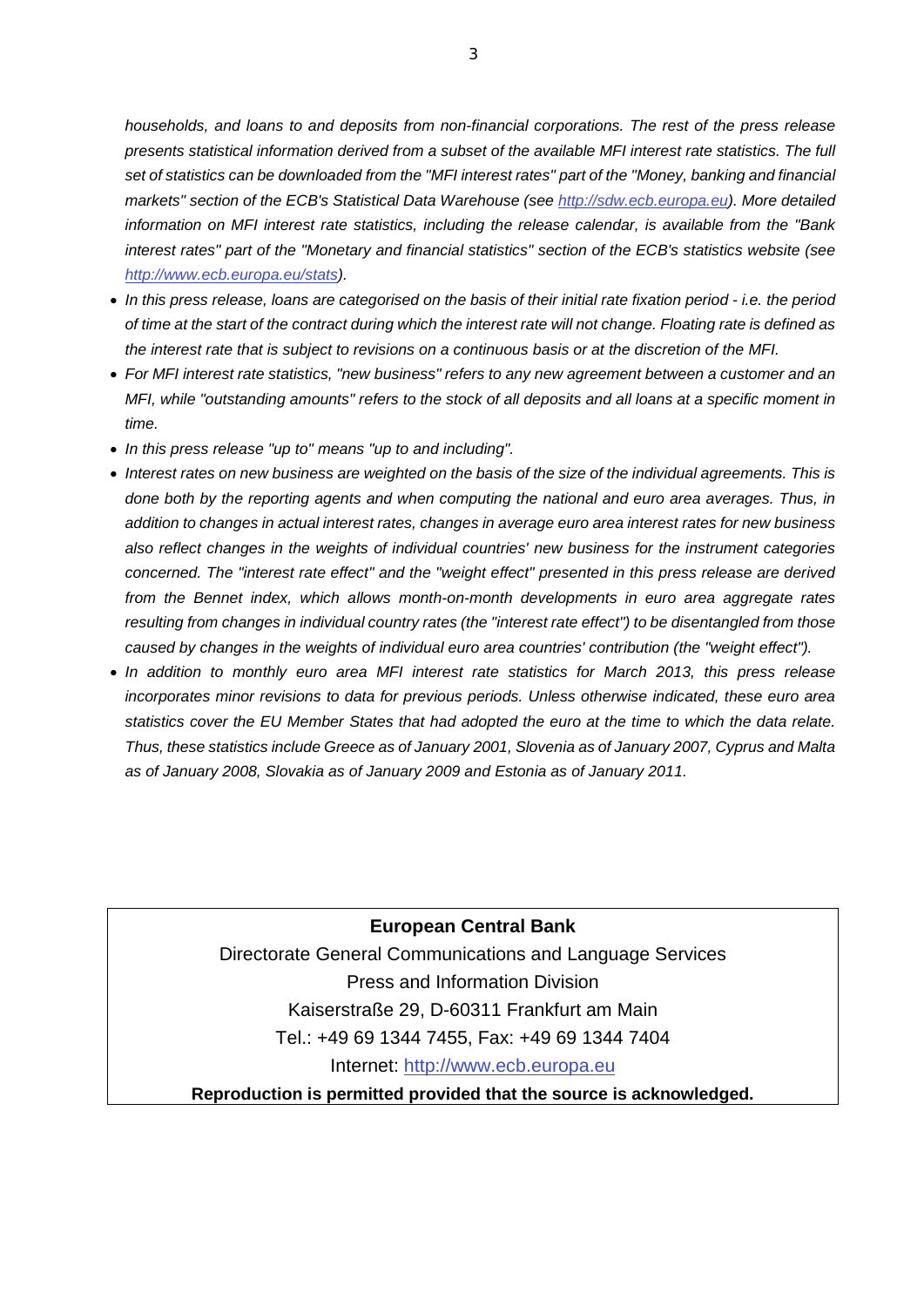*households, and loans to and deposits from non-financial corporations. The rest of the press release presents statistical information derived from a subset of the available MFI interest rate statistics. The full set of statistics can be downloaded from the "MFI interest rates" part of the "Money, banking and financial markets" section of the ECB's Statistical Data Warehouse (see [http://sdw.ecb.europa.eu](http://sdw.ecb.europa.eu)). More detailed information on MFI interest rate statistics, including the release calendar, is available from the "Bank interest rates" part of the "Monetary and financial statistics" section of the ECB's statistics website (see [http://www.ecb.europa.eu/stats](http://www.ecb.europa.eu/stats)).*

- *In this press release, loans are categorised on the basis of their initial rate fixation period - i.e. the period of time at the start of the contract during which the interest rate will not change. Floating rate is defined as the interest rate that is subject to revisions on a continuous basis or at the discretion of the MFI.*
- *For MFI interest rate statistics, "new business" refers to any new agreement between a customer and an MFI, while "outstanding amounts" refers to the stock of all deposits and all loans at a specific moment in time.*
- *In this press release "up to" means "up to and including".*
- *Interest rates on new business are weighted on the basis of the size of the individual agreements. This is done both by the reporting agents and when computing the national and euro area averages. Thus, in addition to changes in actual interest rates, changes in average euro area interest rates for new business also reflect changes in the weights of individual countries' new business for the instrument categories concerned. The "interest rate effect" and the "weight effect" presented in this press release are derived from the Bennet index, which allows month-on-month developments in euro area aggregate rates resulting from changes in individual country rates (the "interest rate effect") to be disentangled from those caused by changes in the weights of individual euro area countries' contribution (the "weight effect").*
- *In addition to monthly euro area MFI interest rate statistics for March 2013, this press release incorporates minor revisions to data for previous periods. Unless otherwise indicated, these euro area statistics cover the EU Member States that had adopted the euro at the time to which the data relate. Thus, these statistics include Greece as of January 2001, Slovenia as of January 2007, Cyprus and Malta as of January 2008, Slovakia as of January 2009 and Estonia as of January 2011.*

**European Central Bank**

Directorate General Communications and Language Services

Press and Information Division

Kaiserstraße 29, D-60311 Frankfurt am Main

Tel.: +49 69 1344 7455, Fax: +49 69 1344 7404

Internet: [http://www.ecb.europa.eu](http://www.ecb.europa.eu)

**Reproduction is permitted provided that the source is acknowledged.**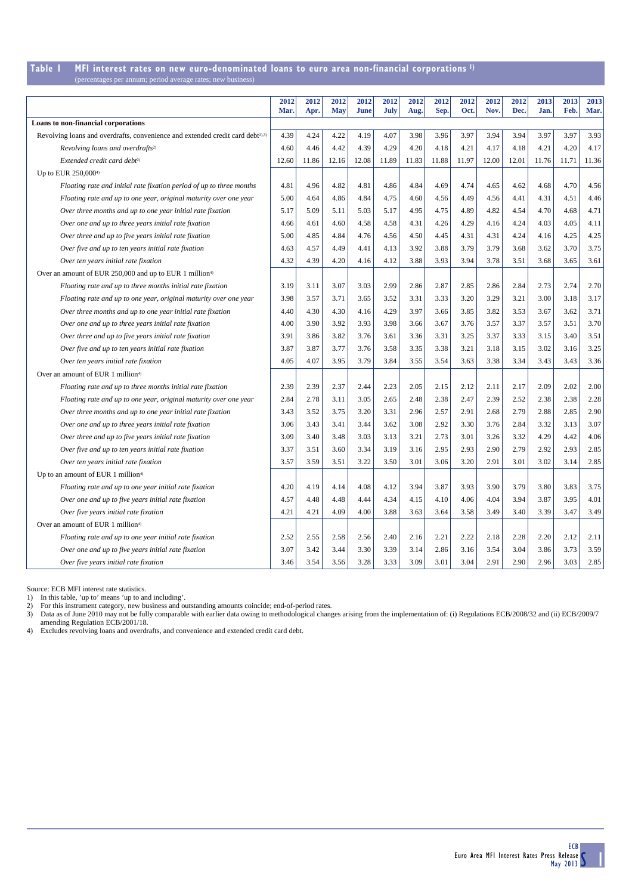## Table 1 MFI interest rates on new euro-denominated loans to euro area non-financial corporations [1]

(percentages per annum; period average rates; new business)

| | 2012 Mar. | 2012 Apr. | 2012 May | 2012 June | 2012 July | 2012 Aug. | 2012 Sep. | 2012 Oct. | 2012 Nov. | 2012 Dec. | 2013 Jan. | 2013 Feb. | 2013 Mar. |
|---|---|---|---|---|---|---|---|---|---|---|---|---|---|
| **Loans to non-financial corporations** | | | | | | | | | | | | | |
| Revolving loans and overdrafts, convenience and extended credit card debt[2),3)] | 4.39 | 4.24 | 4.22 | 4.19 | 4.07 | 3.98 | 3.96 | 3.97 | 3.94 | 3.94 | 3.97 | 3.97 | 3.93 |
| *Revolving loans and overdrafts*[2)] | 4.60 | 4.46 | 4.42 | 4.39 | 4.29 | 4.20 | 4.18 | 4.21 | 4.17 | 4.18 | 4.21 | 4.20 | 4.17 |
| *Extended credit card debt*[2)] | 12.60 | 11.86 | 12.16 | 12.08 | 11.89 | 11.83 | 11.88 | 11.97 | 12.00 | 12.01 | 11.76 | 11.71 | 11.36 |
| Up to EUR 250,000[4)] | | | | | | | | | | | | | |
| *Floating rate and initial rate fixation period of up to three months* | 4.81 | 4.96 | 4.82 | 4.81 | 4.86 | 4.84 | 4.69 | 4.74 | 4.65 | 4.62 | 4.68 | 4.70 | 4.56 |
| *Floating rate and up to one year, original maturity over one year* | 5.00 | 4.64 | 4.86 | 4.84 | 4.75 | 4.60 | 4.56 | 4.49 | 4.56 | 4.41 | 4.31 | 4.51 | 4.46 |
| *Over three months and up to one year initial rate fixation* | 5.17 | 5.09 | 5.11 | 5.03 | 5.17 | 4.95 | 4.75 | 4.89 | 4.82 | 4.54 | 4.70 | 4.68 | 4.71 |
| *Over one and up to three years initial rate fixation* | 4.66 | 4.61 | 4.60 | 4.58 | 4.58 | 4.31 | 4.26 | 4.29 | 4.16 | 4.24 | 4.03 | 4.05 | 4.11 |
| *Over three and up to five years initial rate fixation* | 5.00 | 4.85 | 4.84 | 4.76 | 4.56 | 4.50 | 4.45 | 4.31 | 4.31 | 4.24 | 4.16 | 4.25 | 4.25 |
| *Over five and up to ten years initial rate fixation* | 4.63 | 4.57 | 4.49 | 4.41 | 4.13 | 3.92 | 3.88 | 3.79 | 3.79 | 3.68 | 3.62 | 3.70 | 3.75 |
| *Over ten years initial rate fixation* | 4.32 | 4.39 | 4.20 | 4.16 | 4.12 | 3.88 | 3.93 | 3.94 | 3.78 | 3.51 | 3.68 | 3.65 | 3.61 |
| Over an amount of EUR 250,000 and up to EUR 1 million[4)] | | | | | | | | | | | | | |
| *Floating rate and up to three months initial rate fixation* | 3.19 | 3.11 | 3.07 | 3.03 | 2.99 | 2.86 | 2.87 | 2.85 | 2.86 | 2.84 | 2.73 | 2.74 | 2.70 |
| *Floating rate and up to one year, original maturity over one year* | 3.98 | 3.57 | 3.71 | 3.65 | 3.52 | 3.31 | 3.33 | 3.20 | 3.29 | 3.21 | 3.00 | 3.18 | 3.17 |
| *Over three months and up to one year initial rate fixation* | 4.40 | 4.30 | 4.30 | 4.16 | 4.29 | 3.97 | 3.66 | 3.85 | 3.82 | 3.53 | 3.67 | 3.62 | 3.71 |
| *Over one and up to three years initial rate fixation* | 4.00 | 3.90 | 3.92 | 3.93 | 3.98 | 3.66 | 3.67 | 3.76 | 3.57 | 3.37 | 3.57 | 3.51 | 3.70 |
| *Over three and up to five years initial rate fixation* | 3.91 | 3.86 | 3.82 | 3.76 | 3.61 | 3.36 | 3.31 | 3.25 | 3.37 | 3.33 | 3.15 | 3.40 | 3.51 |
| *Over five and up to ten years initial rate fixation* | 3.87 | 3.87 | 3.77 | 3.76 | 3.58 | 3.35 | 3.38 | 3.21 | 3.18 | 3.15 | 3.02 | 3.16 | 3.25 |
| *Over ten years initial rate fixation* | 4.05 | 4.07 | 3.95 | 3.79 | 3.84 | 3.55 | 3.54 | 3.63 | 3.38 | 3.34 | 3.43 | 3.43 | 3.36 |
| Over an amount of EUR 1 million[4)] | | | | | | | | | | | | | |
| *Floating rate and up to three months initial rate fixation* | 2.39 | 2.39 | 2.37 | 2.44 | 2.23 | 2.05 | 2.15 | 2.12 | 2.11 | 2.17 | 2.09 | 2.02 | 2.00 |
| *Floating rate and up to one year, original maturity over one year* | 2.84 | 2.78 | 3.11 | 3.05 | 2.65 | 2.48 | 2.38 | 2.47 | 2.39 | 2.52 | 2.38 | 2.38 | 2.28 |
| *Over three months and up to one year initial rate fixation* | 3.43 | 3.52 | 3.75 | 3.20 | 3.31 | 2.96 | 2.57 | 2.91 | 2.68 | 2.79 | 2.88 | 2.85 | 2.90 |
| *Over one and up to three years initial rate fixation* | 3.06 | 3.43 | 3.41 | 3.44 | 3.62 | 3.08 | 2.92 | 3.30 | 3.76 | 2.84 | 3.32 | 3.13 | 3.07 |
| *Over three and up to five years initial rate fixation* | 3.09 | 3.40 | 3.48 | 3.03 | 3.13 | 3.21 | 2.73 | 3.01 | 3.26 | 3.32 | 4.29 | 4.42 | 4.06 |
| *Over five and up to ten years initial rate fixation* | 3.37 | 3.51 | 3.60 | 3.34 | 3.19 | 3.16 | 2.95 | 2.93 | 2.90 | 2.79 | 2.92 | 2.93 | 2.85 |
| *Over ten years initial rate fixation* | 3.57 | 3.59 | 3.51 | 3.22 | 3.50 | 3.01 | 3.06 | 3.20 | 2.91 | 3.01 | 3.02 | 3.14 | 2.85 |
| Up to an amount of EUR 1 million[4)] | | | | | | | | | | | | | |
| *Floating rate and up to one year initial rate fixation* | 4.20 | 4.19 | 4.14 | 4.08 | 4.12 | 3.94 | 3.87 | 3.93 | 3.90 | 3.79 | 3.80 | 3.83 | 3.75 |
| *Over one and up to five years initial rate fixation* | 4.57 | 4.48 | 4.48 | 4.44 | 4.34 | 4.15 | 4.10 | 4.06 | 4.04 | 3.94 | 3.87 | 3.95 | 4.01 |
| *Over five years initial rate fixation* | 4.21 | 4.21 | 4.09 | 4.00 | 3.88 | 3.63 | 3.64 | 3.58 | 3.49 | 3.40 | 3.39 | 3.47 | 3.49 |
| Over an amount of EUR 1 million[4)] | | | | | | | | | | | | | |
| *Floating rate and up to one year initial rate fixation* | 2.52 | 2.55 | 2.58 | 2.56 | 2.40 | 2.16 | 2.21 | 2.22 | 2.18 | 2.28 | 2.20 | 2.12 | 2.11 |
| *Over one and up to five years initial rate fixation* | 3.07 | 3.42 | 3.44 | 3.30 | 3.39 | 3.14 | 2.86 | 3.16 | 3.54 | 3.04 | 3.86 | 3.73 | 3.59 |
| *Over five years initial rate fixation* | 3.46 | 3.54 | 3.56 | 3.28 | 3.33 | 3.09 | 3.01 | 3.04 | 2.91 | 2.90 | 2.96 | 3.03 | 2.85 |

Source: ECB MFI interest rate statistics.

1) In this table, 'up to' means 'up to and including'.
2) For this instrument category, new business and outstanding amounts coincide; end-of-period rates.
3) Data as of June 2010 may not be fully comparable with earlier data owing to methodological changes arising from the implementation of: (i) Regulations ECB/2008/32 and (ii) ECB/2009/7 amending Regulation ECB/2001/18.
4) Excludes revolving loans and overdrafts, and convenience and extended credit card debt.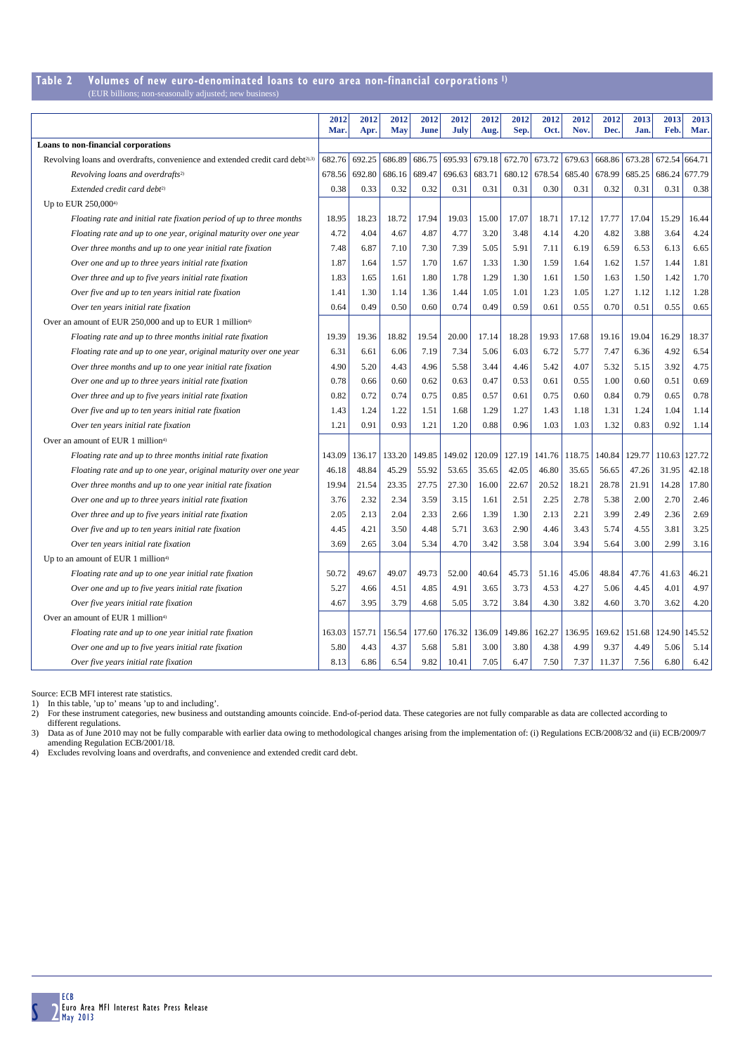## Table 2 Volumes of new euro-denominated loans to euro area non-financial corporations [1]

(EUR billions; non-seasonally adjusted; new business)

| | 2012 Mar. | 2012 Apr. | 2012 May | 2012 June | 2012 July | 2012 Aug. | 2012 Sep. | 2012 Oct. | 2012 Nov. | 2012 Dec. | 2013 Jan. | 2013 Feb. | 2013 Mar. |
|---|---|---|---|---|---|---|---|---|---|---|---|---|---|
| **Loans to non-financial corporations** | | | | | | | | | | | | | |
| Revolving loans and overdrafts, convenience and extended credit card debt[2),3)] | 682.76 | 692.25 | 686.89 | 686.75 | 695.93 | 679.18 | 672.70 | 673.72 | 679.63 | 668.86 | 673.28 | 672.54 | 664.71 |
| *Revolving loans and overdrafts*[2)] | 678.56 | 692.80 | 686.16 | 689.47 | 696.63 | 683.71 | 680.12 | 678.54 | 685.40 | 678.99 | 685.25 | 686.24 | 677.79 |
| *Extended credit card debt*[2)] | 0.38 | 0.33 | 0.32 | 0.32 | 0.31 | 0.31 | 0.31 | 0.30 | 0.31 | 0.32 | 0.31 | 0.31 | 0.38 |
| Up to EUR 250,000[4)] | | | | | | | | | | | | | |
| *Floating rate and initial rate fixation period of up to three months* | 18.95 | 18.23 | 18.72 | 17.94 | 19.03 | 15.00 | 17.07 | 18.71 | 17.12 | 17.77 | 17.04 | 15.29 | 16.44 |
| *Floating rate and up to one year, original maturity over one year* | 4.72 | 4.04 | 4.67 | 4.87 | 4.77 | 3.20 | 3.48 | 4.14 | 4.20 | 4.82 | 3.88 | 3.64 | 4.24 |
| *Over three months and up to one year initial rate fixation* | 7.48 | 6.87 | 7.10 | 7.30 | 7.39 | 5.05 | 5.91 | 7.11 | 6.19 | 6.59 | 6.53 | 6.13 | 6.65 |
| *Over one and up to three years initial rate fixation* | 1.87 | 1.64 | 1.57 | 1.70 | 1.67 | 1.33 | 1.30 | 1.59 | 1.64 | 1.62 | 1.57 | 1.44 | 1.81 |
| *Over three and up to five years initial rate fixation* | 1.83 | 1.65 | 1.61 | 1.80 | 1.78 | 1.29 | 1.30 | 1.61 | 1.50 | 1.63 | 1.50 | 1.42 | 1.70 |
| *Over five and up to ten years initial rate fixation* | 1.41 | 1.30 | 1.14 | 1.36 | 1.44 | 1.05 | 1.01 | 1.23 | 1.05 | 1.27 | 1.12 | 1.12 | 1.28 |
| *Over ten years initial rate fixation* | 0.64 | 0.49 | 0.50 | 0.60 | 0.74 | 0.49 | 0.59 | 0.61 | 0.55 | 0.70 | 0.51 | 0.55 | 0.65 |
| Over an amount of EUR 250,000 and up to EUR 1 million[4)] | | | | | | | | | | | | | |
| *Floating rate and up to three months initial rate fixation* | 19.39 | 19.36 | 18.82 | 19.54 | 20.00 | 17.14 | 18.28 | 19.93 | 17.68 | 19.16 | 19.04 | 16.29 | 18.37 |
| *Floating rate and up to one year, original maturity over one year* | 6.31 | 6.61 | 6.06 | 7.19 | 7.34 | 5.06 | 6.03 | 6.72 | 5.77 | 7.47 | 6.36 | 4.92 | 6.54 |
| *Over three months and up to one year initial rate fixation* | 4.90 | 5.20 | 4.43 | 4.96 | 5.58 | 3.44 | 4.46 | 5.42 | 4.07 | 5.32 | 5.15 | 3.92 | 4.75 |
| *Over one and up to three years initial rate fixation* | 0.78 | 0.66 | 0.60 | 0.62 | 0.63 | 0.47 | 0.53 | 0.61 | 0.55 | 1.00 | 0.60 | 0.51 | 0.69 |
| *Over three and up to five years initial rate fixation* | 0.82 | 0.72 | 0.74 | 0.75 | 0.85 | 0.57 | 0.61 | 0.75 | 0.60 | 0.84 | 0.79 | 0.65 | 0.78 |
| *Over five and up to ten years initial rate fixation* | 1.43 | 1.24 | 1.22 | 1.51 | 1.68 | 1.29 | 1.27 | 1.43 | 1.18 | 1.31 | 1.24 | 1.04 | 1.14 |
| *Over ten years initial rate fixation* | 1.21 | 0.91 | 0.93 | 1.21 | 1.20 | 0.88 | 0.96 | 1.03 | 1.03 | 1.32 | 0.83 | 0.92 | 1.14 |
| Over an amount of EUR 1 million[4)] | | | | | | | | | | | | | |
| *Floating rate and up to three months initial rate fixation* | 143.09 | 136.17 | 133.20 | 149.85 | 149.02 | 120.09 | 127.19 | 141.76 | 118.75 | 140.84 | 129.77 | 110.63 | 127.72 |
| *Floating rate and up to one year, original maturity over one year* | 46.18 | 48.84 | 45.29 | 55.92 | 53.65 | 35.65 | 42.05 | 46.80 | 35.65 | 56.65 | 47.26 | 31.95 | 42.18 |
| *Over three months and up to one year initial rate fixation* | 19.94 | 21.54 | 23.35 | 27.75 | 27.30 | 16.00 | 22.67 | 20.52 | 18.21 | 28.78 | 21.91 | 14.28 | 17.80 |
| *Over one and up to three years initial rate fixation* | 3.76 | 2.32 | 2.34 | 3.59 | 3.15 | 1.61 | 2.51 | 2.25 | 2.78 | 5.38 | 2.00 | 2.70 | 2.46 |
| *Over three and up to five years initial rate fixation* | 2.05 | 2.13 | 2.04 | 2.33 | 2.66 | 1.39 | 1.30 | 2.13 | 2.21 | 3.99 | 2.49 | 2.36 | 2.69 |
| *Over five and up to ten years initial rate fixation* | 4.45 | 4.21 | 3.50 | 4.48 | 5.71 | 3.63 | 2.90 | 4.46 | 3.43 | 5.74 | 4.55 | 3.81 | 3.25 |
| *Over ten years initial rate fixation* | 3.69 | 2.65 | 3.04 | 5.34 | 4.70 | 3.42 | 3.58 | 3.04 | 3.94 | 5.64 | 3.00 | 2.99 | 3.16 |
| Up to an amount of EUR 1 million[4)] | | | | | | | | | | | | | |
| *Floating rate and up to one year initial rate fixation* | 50.72 | 49.67 | 49.07 | 49.73 | 52.00 | 40.64 | 45.73 | 51.16 | 45.06 | 48.84 | 47.76 | 41.63 | 46.21 |
| *Over one and up to five years initial rate fixation* | 5.27 | 4.66 | 4.51 | 4.85 | 4.91 | 3.65 | 3.73 | 4.53 | 4.27 | 5.06 | 4.45 | 4.01 | 4.97 |
| *Over five years initial rate fixation* | 4.67 | 3.95 | 3.79 | 4.68 | 5.05 | 3.72 | 3.84 | 4.30 | 3.82 | 4.60 | 3.70 | 3.62 | 4.20 |
| Over an amount of EUR 1 million[4)] | | | | | | | | | | | | | |
| *Floating rate and up to one year initial rate fixation* | 163.03 | 157.71 | 156.54 | 177.60 | 176.32 | 136.09 | 149.86 | 162.27 | 136.95 | 169.62 | 151.68 | 124.90 | 145.52 |
| *Over one and up to five years initial rate fixation* | 5.80 | 4.43 | 4.37 | 5.68 | 5.81 | 3.00 | 3.80 | 4.38 | 4.99 | 9.37 | 4.49 | 5.06 | 5.14 |
| *Over five years initial rate fixation* | 8.13 | 6.86 | 6.54 | 9.82 | 10.41 | 7.05 | 6.47 | 7.50 | 7.37 | 11.37 | 7.56 | 6.80 | 6.42 |

Source: ECB MFI interest rate statistics.

1) In this table, 'up to' means 'up to and including'.

2) For these instrument categories, new business and outstanding amounts coincide. End-of-period data. These categories are not fully comparable as data are collected according to different regulations.

3) Data as of June 2010 may not be fully comparable with earlier data owing to methodological changes arising from the implementation of: (i) Regulations ECB/2008/32 and (ii) ECB/2009/7 amending Regulation ECB/2001/18.

4) Excludes revolving loans and overdrafts, and convenience and extended credit card debt.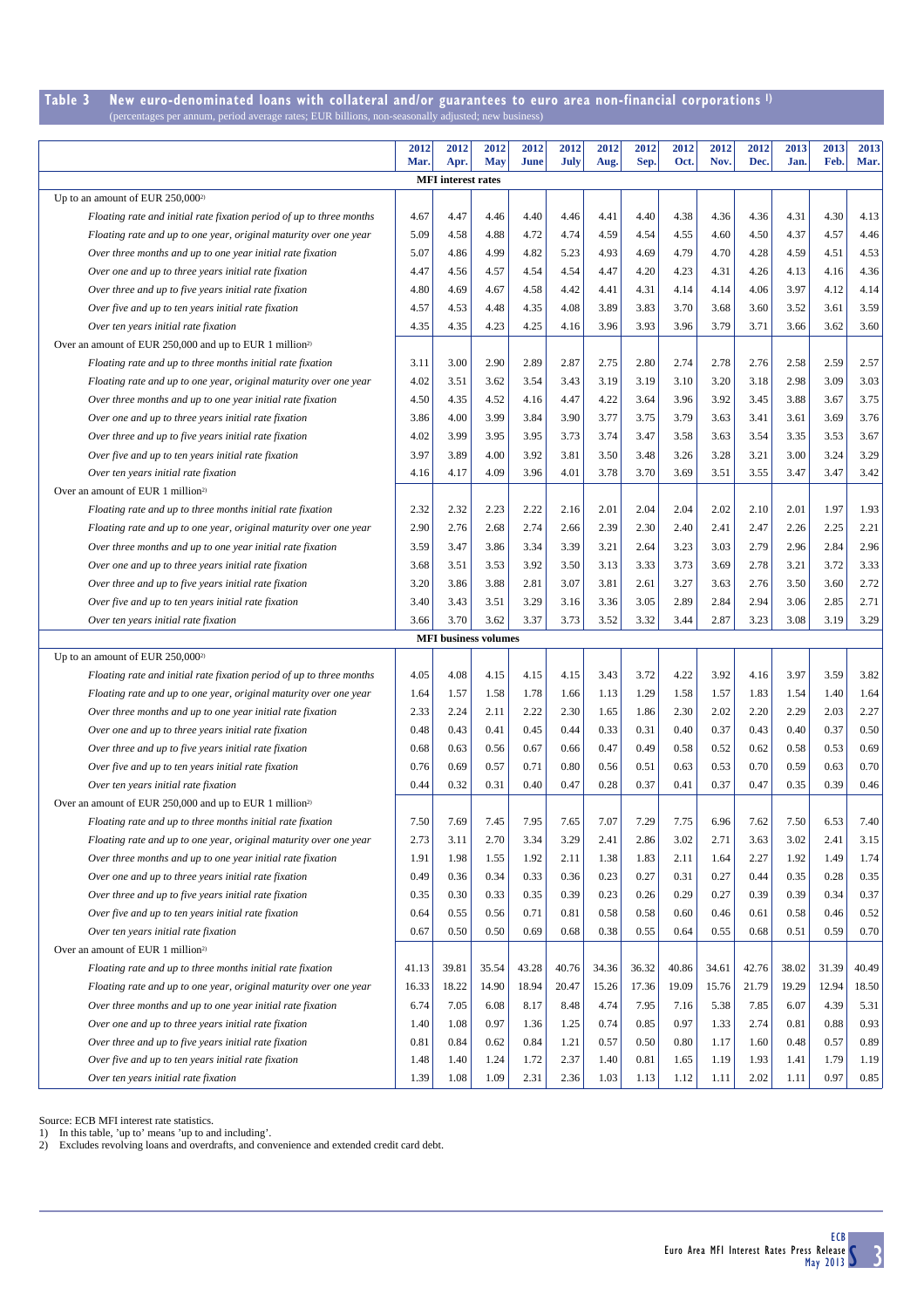## Table 3 New euro-denominated loans with collateral and/or guarantees to euro area non-financial corporations [1]

(percentages per annum, period average rates; EUR billions, non-seasonally adjusted; new business)

| | 2012 Mar. | 2012 Apr. | 2012 May | 2012 June | 2012 July | 2012 Aug. | 2012 Sep. | 2012 Oct. | 2012 Nov. | 2012 Dec. | 2013 Jan. | 2013 Feb. | 2013 Mar. |
|---|---|---|---|---|---|---|---|---|---|---|---|---|---|
| **MFI interest rates** | | | | | | | | | | | | | |
| Up to an amount of EUR 250,000[2] | | | | | | | | | | | | | |
| *Floating rate and initial rate fixation period of up to three months* | 4.67 | 4.47 | 4.46 | 4.40 | 4.46 | 4.41 | 4.40 | 4.38 | 4.36 | 4.36 | 4.31 | 4.30 | 4.13 |
| *Floating rate and up to one year, original maturity over one year* | 5.09 | 4.58 | 4.88 | 4.72 | 4.74 | 4.59 | 4.54 | 4.55 | 4.60 | 4.50 | 4.37 | 4.57 | 4.46 |
| *Over three months and up to one year initial rate fixation* | 5.07 | 4.86 | 4.99 | 4.82 | 5.23 | 4.93 | 4.69 | 4.79 | 4.70 | 4.28 | 4.59 | 4.51 | 4.53 |
| *Over one and up to three years initial rate fixation* | 4.47 | 4.56 | 4.57 | 4.54 | 4.54 | 4.47 | 4.20 | 4.23 | 4.31 | 4.26 | 4.13 | 4.16 | 4.36 |
| *Over three and up to five years initial rate fixation* | 4.80 | 4.69 | 4.67 | 4.58 | 4.42 | 4.41 | 4.31 | 4.14 | 4.14 | 4.06 | 3.97 | 4.12 | 4.14 |
| *Over five and up to ten years initial rate fixation* | 4.57 | 4.53 | 4.48 | 4.35 | 4.08 | 3.89 | 3.83 | 3.70 | 3.68 | 3.60 | 3.52 | 3.61 | 3.59 |
| *Over ten years initial rate fixation* | 4.35 | 4.35 | 4.23 | 4.25 | 4.16 | 3.96 | 3.93 | 3.96 | 3.79 | 3.71 | 3.66 | 3.62 | 3.60 |
| Over an amount of EUR 250,000 and up to EUR 1 million[2] | | | | | | | | | | | | | |
| *Floating rate and up to three months initial rate fixation* | 3.11 | 3.00 | 2.90 | 2.89 | 2.87 | 2.75 | 2.80 | 2.74 | 2.78 | 2.76 | 2.58 | 2.59 | 2.57 |
| *Floating rate and up to one year, original maturity over one year* | 4.02 | 3.51 | 3.62 | 3.54 | 3.43 | 3.19 | 3.19 | 3.10 | 3.20 | 3.18 | 2.98 | 3.09 | 3.03 |
| *Over three months and up to one year initial rate fixation* | 4.50 | 4.35 | 4.52 | 4.16 | 4.47 | 4.22 | 3.64 | 3.96 | 3.92 | 3.45 | 3.88 | 3.67 | 3.75 |
| *Over one and up to three years initial rate fixation* | 3.86 | 4.00 | 3.99 | 3.84 | 3.90 | 3.77 | 3.75 | 3.79 | 3.63 | 3.41 | 3.61 | 3.69 | 3.76 |
| *Over three and up to five years initial rate fixation* | 4.02 | 3.99 | 3.95 | 3.95 | 3.73 | 3.74 | 3.47 | 3.58 | 3.63 | 3.54 | 3.35 | 3.53 | 3.67 |
| *Over five and up to ten years initial rate fixation* | 3.97 | 3.89 | 4.00 | 3.92 | 3.81 | 3.50 | 3.48 | 3.26 | 3.28 | 3.21 | 3.00 | 3.24 | 3.29 |
| *Over ten years initial rate fixation* | 4.16 | 4.17 | 4.09 | 3.96 | 4.01 | 3.78 | 3.70 | 3.69 | 3.51 | 3.55 | 3.47 | 3.47 | 3.42 |
| Over an amount of EUR 1 million[2] | | | | | | | | | | | | | |
| *Floating rate and up to three months initial rate fixation* | 2.32 | 2.32 | 2.23 | 2.22 | 2.16 | 2.01 | 2.04 | 2.04 | 2.02 | 2.10 | 2.01 | 1.97 | 1.93 |
| *Floating rate and up to one year, original maturity over one year* | 2.90 | 2.76 | 2.68 | 2.74 | 2.66 | 2.39 | 2.30 | 2.40 | 2.41 | 2.47 | 2.26 | 2.25 | 2.21 |
| *Over three months and up to one year initial rate fixation* | 3.59 | 3.47 | 3.86 | 3.34 | 3.39 | 3.21 | 2.64 | 3.23 | 3.03 | 2.79 | 2.96 | 2.84 | 2.96 |
| *Over one and up to three years initial rate fixation* | 3.68 | 3.51 | 3.53 | 3.92 | 3.50 | 3.13 | 3.33 | 3.73 | 3.69 | 2.78 | 3.21 | 3.72 | 3.33 |
| *Over three and up to five years initial rate fixation* | 3.20 | 3.86 | 3.88 | 2.81 | 3.07 | 3.81 | 2.61 | 3.27 | 3.63 | 2.76 | 3.50 | 3.60 | 2.72 |
| *Over five and up to ten years initial rate fixation* | 3.40 | 3.43 | 3.51 | 3.29 | 3.16 | 3.36 | 3.05 | 2.89 | 2.84 | 2.94 | 3.06 | 2.85 | 2.71 |
| *Over ten years initial rate fixation* | 3.66 | 3.70 | 3.62 | 3.37 | 3.73 | 3.52 | 3.32 | 3.44 | 2.87 | 3.23 | 3.08 | 3.19 | 3.29 |
| **MFI business volumes** | | | | | | | | | | | | | |
| Up to an amount of EUR 250,000[2] | | | | | | | | | | | | | |
| *Floating rate and initial rate fixation period of up to three months* | 4.05 | 4.08 | 4.15 | 4.15 | 4.15 | 3.43 | 3.72 | 4.22 | 3.92 | 4.16 | 3.97 | 3.59 | 3.82 |
| *Floating rate and up to one year, original maturity over one year* | 1.64 | 1.57 | 1.58 | 1.78 | 1.66 | 1.13 | 1.29 | 1.58 | 1.57 | 1.83 | 1.54 | 1.40 | 1.64 |
| *Over three months and up to one year initial rate fixation* | 2.33 | 2.24 | 2.11 | 2.22 | 2.30 | 1.65 | 1.86 | 2.30 | 2.02 | 2.20 | 2.29 | 2.03 | 2.27 |
| *Over one and up to three years initial rate fixation* | 0.48 | 0.43 | 0.41 | 0.45 | 0.44 | 0.33 | 0.31 | 0.40 | 0.37 | 0.43 | 0.40 | 0.37 | 0.50 |
| *Over three and up to five years initial rate fixation* | 0.68 | 0.63 | 0.56 | 0.67 | 0.66 | 0.47 | 0.49 | 0.58 | 0.52 | 0.62 | 0.58 | 0.53 | 0.69 |
| *Over five and up to ten years initial rate fixation* | 0.76 | 0.69 | 0.57 | 0.71 | 0.80 | 0.56 | 0.51 | 0.63 | 0.53 | 0.70 | 0.59 | 0.63 | 0.70 |
| *Over ten years initial rate fixation* | 0.44 | 0.32 | 0.31 | 0.40 | 0.47 | 0.28 | 0.37 | 0.41 | 0.37 | 0.47 | 0.35 | 0.39 | 0.46 |
| Over an amount of EUR 250,000 and up to EUR 1 million[2] | | | | | | | | | | | | | |
| *Floating rate and up to three months initial rate fixation* | 7.50 | 7.69 | 7.45 | 7.95 | 7.65 | 7.07 | 7.29 | 7.75 | 6.96 | 7.62 | 7.50 | 6.53 | 7.40 |
| *Floating rate and up to one year, original maturity over one year* | 2.73 | 3.11 | 2.70 | 3.34 | 3.29 | 2.41 | 2.86 | 3.02 | 2.71 | 3.63 | 3.02 | 2.41 | 3.15 |
| *Over three months and up to one year initial rate fixation* | 1.91 | 1.98 | 1.55 | 1.92 | 2.11 | 1.38 | 1.83 | 2.11 | 1.64 | 2.27 | 1.92 | 1.49 | 1.74 |
| *Over one and up to three years initial rate fixation* | 0.49 | 0.36 | 0.34 | 0.33 | 0.36 | 0.23 | 0.27 | 0.31 | 0.27 | 0.44 | 0.35 | 0.28 | 0.35 |
| *Over three and up to five years initial rate fixation* | 0.35 | 0.30 | 0.33 | 0.35 | 0.39 | 0.23 | 0.26 | 0.29 | 0.27 | 0.39 | 0.39 | 0.34 | 0.37 |
| *Over five and up to ten years initial rate fixation* | 0.64 | 0.55 | 0.56 | 0.71 | 0.81 | 0.58 | 0.58 | 0.60 | 0.46 | 0.61 | 0.58 | 0.46 | 0.52 |
| *Over ten years initial rate fixation* | 0.67 | 0.50 | 0.50 | 0.69 | 0.68 | 0.38 | 0.55 | 0.64 | 0.55 | 0.68 | 0.51 | 0.59 | 0.70 |
| Over an amount of EUR 1 million[2] | | | | | | | | | | | | | |
| *Floating rate and up to three months initial rate fixation* | 41.13 | 39.81 | 35.54 | 43.28 | 40.76 | 34.36 | 36.32 | 40.86 | 34.61 | 42.76 | 38.02 | 31.39 | 40.49 |
| *Floating rate and up to one year, original maturity over one year* | 16.33 | 18.22 | 14.90 | 18.94 | 20.47 | 15.26 | 17.36 | 19.09 | 15.76 | 21.79 | 19.29 | 12.94 | 18.50 |
| *Over three months and up to one year initial rate fixation* | 6.74 | 7.05 | 6.08 | 8.17 | 8.48 | 4.74 | 7.95 | 7.16 | 5.38 | 7.85 | 6.07 | 4.39 | 5.31 |
| *Over one and up to three years initial rate fixation* | 1.40 | 1.08 | 0.97 | 1.36 | 1.25 | 0.74 | 0.85 | 0.97 | 1.33 | 2.74 | 0.81 | 0.88 | 0.93 |
| *Over three and up to five years initial rate fixation* | 0.81 | 0.84 | 0.62 | 0.84 | 1.21 | 0.57 | 0.50 | 0.80 | 1.17 | 1.60 | 0.48 | 0.57 | 0.89 |
| *Over five and up to ten years initial rate fixation* | 1.48 | 1.40 | 1.24 | 1.72 | 2.37 | 1.40 | 0.81 | 1.65 | 1.19 | 1.93 | 1.41 | 1.79 | 1.19 |
| *Over ten years initial rate fixation* | 1.39 | 1.08 | 1.09 | 2.31 | 2.36 | 1.03 | 1.13 | 1.12 | 1.11 | 2.02 | 1.11 | 0.97 | 0.85 |

Source: ECB MFI interest rate statistics.

1) In this table, 'up to' means 'up to and including'.

2) Excludes revolving loans and overdrafts, and convenience and extended credit card debt.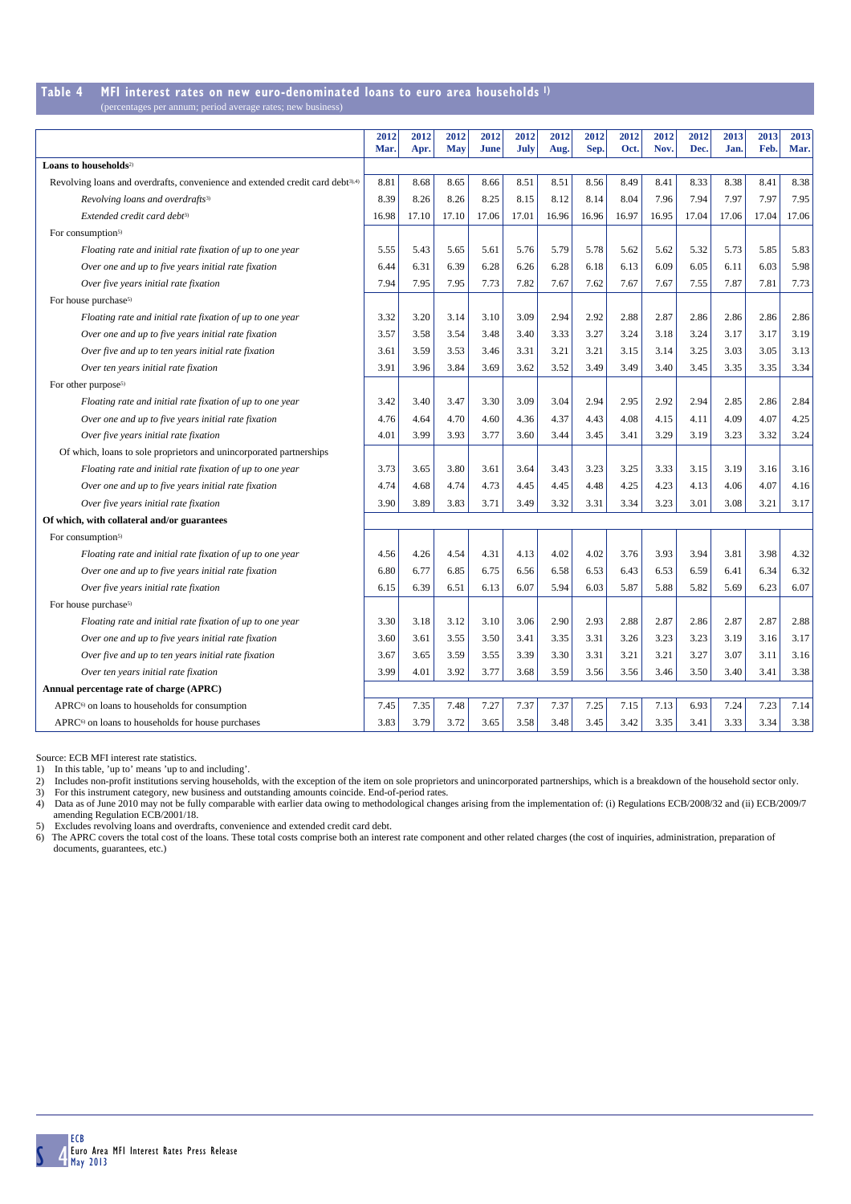## Table 4 MFI interest rates on new euro-denominated loans to euro area households [1]

(percentages per annum; period average rates; new business)

| | 2012 Mar. | 2012 Apr. | 2012 May | 2012 June | 2012 July | 2012 Aug. | 2012 Sep. | 2012 Oct. | 2012 Nov. | 2012 Dec. | 2013 Jan. | 2013 Feb. | 2013 Mar. |
|---|---|---|---|---|---|---|---|---|---|---|---|---|---|
| **Loans to households**[2] | | | | | | | | | | | | | |
| Revolving loans and overdrafts, convenience and extended credit card debt[3),4)] | 8.81 | 8.68 | 8.65 | 8.66 | 8.51 | 8.51 | 8.56 | 8.49 | 8.41 | 8.33 | 8.38 | 8.41 | 8.38 |
| *Revolving loans and overdrafts*[3] | 8.39 | 8.26 | 8.26 | 8.25 | 8.15 | 8.12 | 8.14 | 8.04 | 7.96 | 7.94 | 7.97 | 7.97 | 7.95 |
| *Extended credit card debt*[3] | 16.98 | 17.10 | 17.10 | 17.06 | 17.01 | 16.96 | 16.96 | 16.97 | 16.95 | 17.04 | 17.06 | 17.04 | 17.06 |
| For consumption[5] | | | | | | | | | | | | | |
| *Floating rate and initial rate fixation of up to one year* | 5.55 | 5.43 | 5.65 | 5.61 | 5.76 | 5.79 | 5.78 | 5.62 | 5.62 | 5.32 | 5.73 | 5.85 | 5.83 |
| *Over one and up to five years initial rate fixation* | 6.44 | 6.31 | 6.39 | 6.28 | 6.26 | 6.28 | 6.18 | 6.13 | 6.09 | 6.05 | 6.11 | 6.03 | 5.98 |
| *Over five years initial rate fixation* | 7.94 | 7.95 | 7.95 | 7.73 | 7.82 | 7.67 | 7.62 | 7.67 | 7.67 | 7.55 | 7.87 | 7.81 | 7.73 |
| For house purchase[5] | | | | | | | | | | | | | |
| *Floating rate and initial rate fixation of up to one year* | 3.32 | 3.20 | 3.14 | 3.10 | 3.09 | 2.94 | 2.92 | 2.88 | 2.87 | 2.86 | 2.86 | 2.86 | 2.86 |
| *Over one and up to five years initial rate fixation* | 3.57 | 3.58 | 3.54 | 3.48 | 3.40 | 3.33 | 3.27 | 3.24 | 3.18 | 3.24 | 3.17 | 3.17 | 3.19 |
| *Over five and up to ten years initial rate fixation* | 3.61 | 3.59 | 3.53 | 3.46 | 3.31 | 3.21 | 3.21 | 3.15 | 3.14 | 3.25 | 3.03 | 3.05 | 3.13 |
| *Over ten years initial rate fixation* | 3.91 | 3.96 | 3.84 | 3.69 | 3.62 | 3.52 | 3.49 | 3.49 | 3.40 | 3.45 | 3.35 | 3.35 | 3.34 |
| For other purpose[5] | | | | | | | | | | | | | |
| *Floating rate and initial rate fixation of up to one year* | 3.42 | 3.40 | 3.47 | 3.30 | 3.09 | 3.04 | 2.94 | 2.95 | 2.92 | 2.94 | 2.85 | 2.86 | 2.84 |
| *Over one and up to five years initial rate fixation* | 4.76 | 4.64 | 4.70 | 4.60 | 4.36 | 4.37 | 4.43 | 4.08 | 4.15 | 4.11 | 4.09 | 4.07 | 4.25 |
| *Over five years initial rate fixation* | 4.01 | 3.99 | 3.93 | 3.77 | 3.60 | 3.44 | 3.45 | 3.41 | 3.29 | 3.19 | 3.23 | 3.32 | 3.24 |
| Of which, loans to sole proprietors and unincorporated partnerships | | | | | | | | | | | | | |
| *Floating rate and initial rate fixation of up to one year* | 3.73 | 3.65 | 3.80 | 3.61 | 3.64 | 3.43 | 3.23 | 3.25 | 3.33 | 3.15 | 3.19 | 3.16 | 3.16 |
| *Over one and up to five years initial rate fixation* | 4.74 | 4.68 | 4.74 | 4.73 | 4.45 | 4.45 | 4.48 | 4.25 | 4.23 | 4.13 | 4.06 | 4.07 | 4.16 |
| *Over five years initial rate fixation* | 3.90 | 3.89 | 3.83 | 3.71 | 3.49 | 3.32 | 3.31 | 3.34 | 3.23 | 3.01 | 3.08 | 3.21 | 3.17 |
| **Of which, with collateral and/or guarantees** | | | | | | | | | | | | | |
| For consumption[5] | | | | | | | | | | | | | |
| *Floating rate and initial rate fixation of up to one year* | 4.56 | 4.26 | 4.54 | 4.31 | 4.13 | 4.02 | 4.02 | 3.76 | 3.93 | 3.94 | 3.81 | 3.98 | 4.32 |
| *Over one and up to five years initial rate fixation* | 6.80 | 6.77 | 6.85 | 6.75 | 6.56 | 6.58 | 6.53 | 6.43 | 6.53 | 6.59 | 6.41 | 6.34 | 6.32 |
| *Over five years initial rate fixation* | 6.15 | 6.39 | 6.51 | 6.13 | 6.07 | 5.94 | 6.03 | 5.87 | 5.88 | 5.82 | 5.69 | 6.23 | 6.07 |
| For house purchase[5] | | | | | | | | | | | | | |
| *Floating rate and initial rate fixation of up to one year* | 3.30 | 3.18 | 3.12 | 3.10 | 3.06 | 2.90 | 2.93 | 2.88 | 2.87 | 2.86 | 2.87 | 2.87 | 2.88 |
| *Over one and up to five years initial rate fixation* | 3.60 | 3.61 | 3.55 | 3.50 | 3.41 | 3.35 | 3.31 | 3.26 | 3.23 | 3.23 | 3.19 | 3.16 | 3.17 |
| *Over five and up to ten years initial rate fixation* | 3.67 | 3.65 | 3.59 | 3.55 | 3.39 | 3.30 | 3.31 | 3.21 | 3.21 | 3.27 | 3.07 | 3.11 | 3.16 |
| *Over ten years initial rate fixation* | 3.99 | 4.01 | 3.92 | 3.77 | 3.68 | 3.59 | 3.56 | 3.56 | 3.46 | 3.50 | 3.40 | 3.41 | 3.38 |
| **Annual percentage rate of charge (APRC)** | | | | | | | | | | | | | |
| APRC[6] on loans to households for consumption | 7.45 | 7.35 | 7.48 | 7.27 | 7.37 | 7.37 | 7.25 | 7.15 | 7.13 | 6.93 | 7.24 | 7.23 | 7.14 |
| APRC[6] on loans to households for house purchases | 3.83 | 3.79 | 3.72 | 3.65 | 3.58 | 3.48 | 3.45 | 3.42 | 3.35 | 3.41 | 3.33 | 3.34 | 3.38 |

Source: ECB MFI interest rate statistics.

1) In this table, 'up to' means 'up to and including'.
2) Includes non-profit institutions serving households, with the exception of the item on sole proprietors and unincorporated partnerships, which is a breakdown of the household sector only.
3) For this instrument category, new business and outstanding amounts coincide. End-of-period rates.
4) Data as of June 2010 may not be fully comparable with earlier data owing to methodological changes arising from the implementation of: (i) Regulations ECB/2008/32 and (ii) ECB/2009/7 amending Regulation ECB/2001/18.
5) Excludes revolving loans and overdrafts, convenience and extended credit card debt.
6) The APRC covers the total cost of the loans. These total costs comprise both an interest rate component and other related charges (the cost of inquiries, administration, preparation of documents, guarantees, etc.)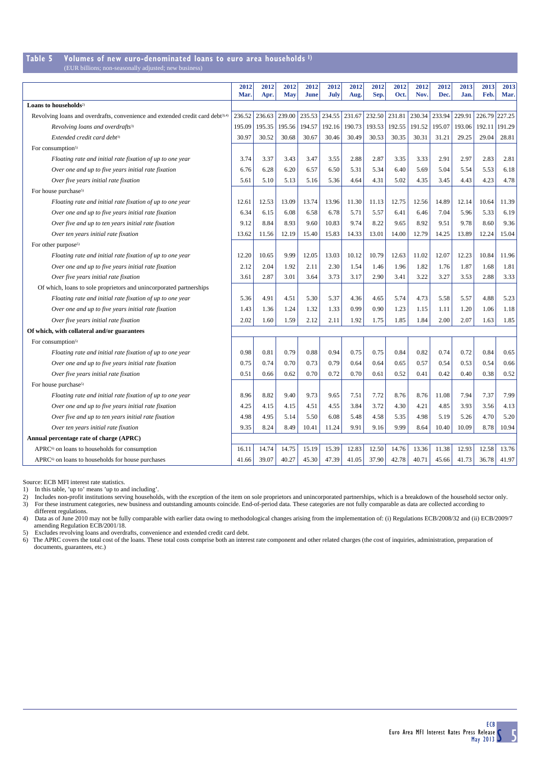## Table 5 Volumes of new euro-denominated loans to euro area households [1]

(EUR billions; non-seasonally adjusted; new business)

| | 2012 Mar. | 2012 Apr. | 2012 May | 2012 June | 2012 July | 2012 Aug. | 2012 Sep. | 2012 Oct. | 2012 Nov. | 2012 Dec. | 2013 Jan. | 2013 Feb. | 2013 Mar. |
|---|---|---|---|---|---|---|---|---|---|---|---|---|---|
| **Loans to households**[2] | | | | | | | | | | | | | |
| Revolving loans and overdrafts, convenience and extended credit card debt[3,4] | 236.52 | 236.63 | 239.00 | 235.53 | 234.55 | 231.67 | 232.50 | 231.81 | 230.34 | 233.94 | 229.91 | 226.79 | 227.25 |
| *Revolving loans and overdrafts*[3] | 195.09 | 195.35 | 195.56 | 194.57 | 192.16 | 190.73 | 193.53 | 192.55 | 191.52 | 195.07 | 193.06 | 192.11 | 191.29 |
| *Extended credit card debt*[3] | 30.97 | 30.52 | 30.68 | 30.67 | 30.46 | 30.49 | 30.53 | 30.35 | 30.31 | 31.21 | 29.25 | 29.04 | 28.81 |
| For consumption[5] | | | | | | | | | | | | | |
| *Floating rate and initial rate fixation of up to one year* | 3.74 | 3.37 | 3.43 | 3.47 | 3.55 | 2.88 | 2.87 | 3.35 | 3.33 | 2.91 | 2.97 | 2.83 | 2.81 |
| *Over one and up to five years initial rate fixation* | 6.76 | 6.28 | 6.20 | 6.57 | 6.50 | 5.31 | 5.34 | 6.40 | 5.69 | 5.04 | 5.54 | 5.53 | 6.18 |
| *Over five years initial rate fixation* | 5.61 | 5.10 | 5.13 | 5.16 | 5.36 | 4.64 | 4.31 | 5.02 | 4.35 | 3.45 | 4.43 | 4.23 | 4.78 |
| For house purchase[5] | | | | | | | | | | | | | |
| *Floating rate and initial rate fixation of up to one year* | 12.61 | 12.53 | 13.09 | 13.74 | 13.96 | 11.30 | 11.13 | 12.75 | 12.56 | 14.89 | 12.14 | 10.64 | 11.39 |
| *Over one and up to five years initial rate fixation* | 6.34 | 6.15 | 6.08 | 6.58 | 6.78 | 5.71 | 5.57 | 6.41 | 6.46 | 7.04 | 5.96 | 5.33 | 6.19 |
| *Over five and up to ten years initial rate fixation* | 9.12 | 8.84 | 8.93 | 9.60 | 10.83 | 9.74 | 8.22 | 9.65 | 8.92 | 9.51 | 9.78 | 8.60 | 9.36 |
| *Over ten years initial rate fixation* | 13.62 | 11.56 | 12.19 | 15.40 | 15.83 | 14.33 | 13.01 | 14.00 | 12.79 | 14.25 | 13.89 | 12.24 | 15.04 |
| For other purpose[5] | | | | | | | | | | | | | |
| *Floating rate and initial rate fixation of up to one year* | 12.20 | 10.65 | 9.99 | 12.05 | 13.03 | 10.12 | 10.79 | 12.63 | 11.02 | 12.07 | 12.23 | 10.84 | 11.96 |
| *Over one and up to five years initial rate fixation* | 2.12 | 2.04 | 1.92 | 2.11 | 2.30 | 1.54 | 1.46 | 1.96 | 1.82 | 1.76 | 1.87 | 1.68 | 1.81 |
| *Over five years initial rate fixation* | 3.61 | 2.87 | 3.01 | 3.64 | 3.73 | 3.17 | 2.90 | 3.41 | 3.22 | 3.27 | 3.53 | 2.88 | 3.33 |
| Of which, loans to sole proprietors and unincorporated partnerships | | | | | | | | | | | | | |
| *Floating rate and initial rate fixation of up to one year* | 5.36 | 4.91 | 4.51 | 5.30 | 5.37 | 4.36 | 4.65 | 5.74 | 4.73 | 5.58 | 5.57 | 4.88 | 5.23 |
| *Over one and up to five years initial rate fixation* | 1.43 | 1.36 | 1.24 | 1.32 | 1.33 | 0.99 | 0.90 | 1.23 | 1.15 | 1.11 | 1.20 | 1.06 | 1.18 |
| *Over five years initial rate fixation* | 2.02 | 1.60 | 1.59 | 2.12 | 2.11 | 1.92 | 1.75 | 1.85 | 1.84 | 2.00 | 2.07 | 1.63 | 1.85 |
| **Of which, with collateral and/or guarantees** | | | | | | | | | | | | | |
| For consumption[5] | | | | | | | | | | | | | |
| *Floating rate and initial rate fixation of up to one year* | 0.98 | 0.81 | 0.79 | 0.88 | 0.94 | 0.75 | 0.75 | 0.84 | 0.82 | 0.74 | 0.72 | 0.84 | 0.65 |
| *Over one and up to five years initial rate fixation* | 0.75 | 0.74 | 0.70 | 0.73 | 0.79 | 0.64 | 0.64 | 0.65 | 0.57 | 0.54 | 0.53 | 0.54 | 0.66 |
| *Over five years initial rate fixation* | 0.51 | 0.66 | 0.62 | 0.70 | 0.72 | 0.70 | 0.61 | 0.52 | 0.41 | 0.42 | 0.40 | 0.38 | 0.52 |
| For house purchase[5] | | | | | | | | | | | | | |
| *Floating rate and initial rate fixation of up to one year* | 8.96 | 8.82 | 9.40 | 9.73 | 9.65 | 7.51 | 7.72 | 8.76 | 8.76 | 11.08 | 7.94 | 7.37 | 7.99 |
| *Over one and up to five years initial rate fixation* | 4.25 | 4.15 | 4.15 | 4.51 | 4.55 | 3.84 | 3.72 | 4.30 | 4.21 | 4.85 | 3.93 | 3.56 | 4.13 |
| *Over five and up to ten years initial rate fixation* | 4.98 | 4.95 | 5.14 | 5.50 | 6.08 | 5.48 | 4.58 | 5.35 | 4.98 | 5.19 | 5.26 | 4.70 | 5.20 |
| *Over ten years initial rate fixation* | 9.35 | 8.24 | 8.49 | 10.41 | 11.24 | 9.91 | 9.16 | 9.99 | 8.64 | 10.40 | 10.09 | 8.78 | 10.94 |
| **Annual percentage rate of charge (APRC)** | | | | | | | | | | | | | |
| APRC[6] on loans to households for consumption | 16.11 | 14.74 | 14.75 | 15.19 | 15.39 | 12.83 | 12.50 | 14.76 | 13.36 | 11.38 | 12.93 | 12.58 | 13.76 |
| APRC[6] on loans to households for house purchases | 41.66 | 39.07 | 40.27 | 45.30 | 47.39 | 41.05 | 37.90 | 42.78 | 40.71 | 45.66 | 41.73 | 36.78 | 41.97 |

Source: ECB MFI interest rate statistics.

1) In this table, 'up to' means 'up to and including'.
2) Includes non-profit institutions serving households, with the exception of the item on sole proprietors and unincorporated partnerships, which is a breakdown of the household sector only.
3) For these instrument categories, new business and outstanding amounts coincide. End-of-period data. These categories are not fully comparable as data are collected according to different regulations.
4) Data as of June 2010 may not be fully comparable with earlier data owing to methodological changes arising from the implementation of: (i) Regulations ECB/2008/32 and (ii) ECB/2009/7 amending Regulation ECB/2001/18.
5) Excludes revolving loans and overdrafts, convenience and extended credit card debt.
6) The APRC covers the total cost of the loans. These total costs comprise both an interest rate component and other related charges (the cost of inquiries, administration, preparation of documents, guarantees, etc.)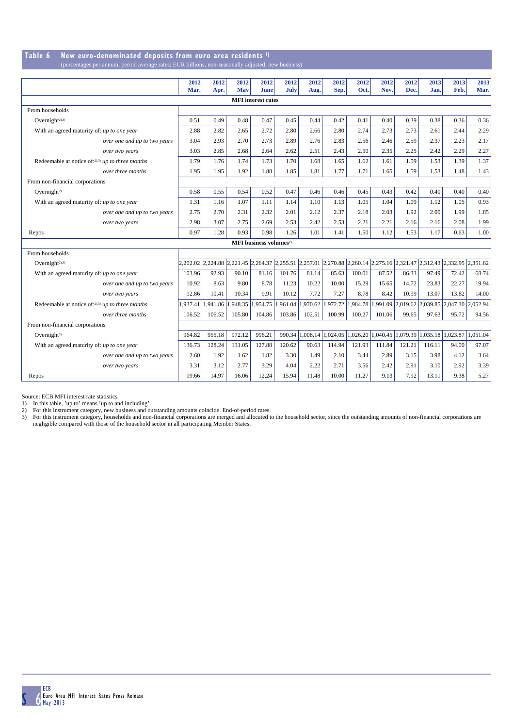## Table 6 New euro-denominated deposits from euro area residents [1]

(percentages per annum, period average rates; EUR billions, non-seasonally adjusted; new business)

| | 2012 Mar. | 2012 Apr. | 2012 May | 2012 June | 2012 July | 2012 Aug. | 2012 Sep. | 2012 Oct. | 2012 Nov. | 2012 Dec. | 2013 Jan. | 2013 Feb. | 2013 Mar. |
|---|---|---|---|---|---|---|---|---|---|---|---|---|---|
| **MFI interest rates** | | | | | | | | | | | | | |
| From households | | | | | | | | | | | | | |
| Overnight[2),3)] | 0.51 | 0.49 | 0.48 | 0.47 | 0.45 | 0.44 | 0.42 | 0.41 | 0.40 | 0.39 | 0.38 | 0.36 | 0.36 |
| With an agreed maturity of: *up to one year* | 2.88 | 2.82 | 2.65 | 2.72 | 2.80 | 2.66 | 2.80 | 2.74 | 2.73 | 2.73 | 2.61 | 2.44 | 2.29 |
| *over one and up to two years* | 3.04 | 2.93 | 2.70 | 2.73 | 2.89 | 2.76 | 2.83 | 2.56 | 2.46 | 2.59 | 2.37 | 2.23 | 2.17 |
| *over two years* | 3.03 | 2.85 | 2.68 | 2.64 | 2.62 | 2.51 | 2.43 | 2.50 | 2.35 | 2.25 | 2.42 | 2.29 | 2.27 |
| Redeemable at notice of:[2),3)] *up to three months* | 1.79 | 1.76 | 1.74 | 1.73 | 1.70 | 1.68 | 1.65 | 1.62 | 1.61 | 1.59 | 1.53 | 1.39 | 1.37 |
| *over three months* | 1.95 | 1.95 | 1.92 | 1.88 | 1.85 | 1.81 | 1.77 | 1.71 | 1.65 | 1.59 | 1.53 | 1.48 | 1.43 |
| From non-financial corporations | | | | | | | | | | | | | |
| Overnight[2)] | 0.58 | 0.55 | 0.54 | 0.52 | 0.47 | 0.46 | 0.46 | 0.45 | 0.43 | 0.42 | 0.40 | 0.40 | 0.40 |
| With an agreed maturity of: *up to one year* | 1.31 | 1.16 | 1.07 | 1.11 | 1.14 | 1.10 | 1.13 | 1.05 | 1.04 | 1.09 | 1.12 | 1.05 | 0.93 |
| *over one and up to two years* | 2.75 | 2.70 | 2.31 | 2.32 | 2.01 | 2.12 | 2.37 | 2.18 | 2.03 | 1.92 | 2.00 | 1.99 | 1.85 |
| *over two years* | 2.98 | 3.07 | 2.75 | 2.69 | 2.53 | 2.42 | 2.53 | 2.21 | 2.21 | 2.16 | 2.16 | 2.08 | 1.99 |
| Repos | 0.97 | 1.28 | 0.93 | 0.98 | 1.26 | 1.01 | 1.41 | 1.50 | 1.12 | 1.53 | 1.17 | 0.63 | 1.00 |
| **MFI business volumes[2)]** | | | | | | | | | | | | | |
| From households | | | | | | | | | | | | | |
| Overnight[2),3)] | 2,202.02 | 2,224.88 | 2,221.45 | 2,264.37 | 2,255.51 | 2,257.01 | 2,270.88 | 2,260.14 | 2,275.16 | 2,321.47 | 2,312.43 | 2,332.95 | 2,351.62 |
| With an agreed maturity of: *up to one year* | 103.96 | 92.93 | 90.10 | 81.16 | 101.76 | 81.14 | 85.63 | 100.01 | 87.52 | 86.33 | 97.49 | 72.42 | 68.74 |
| *over one and up to two years* | 10.92 | 8.63 | 9.80 | 8.78 | 11.23 | 10.22 | 10.00 | 15.29 | 15.65 | 14.72 | 23.83 | 22.27 | 19.94 |
| *over two years* | 12.86 | 10.41 | 10.34 | 9.91 | 10.12 | 7.72 | 7.27 | 8.78 | 8.42 | 10.99 | 13.07 | 13.82 | 14.00 |
| Redeemable at notice of:[2),3)] *up to three months* | 1,937.41 | 1,941.86 | 1,948.35 | 1,954.75 | 1,961.04 | 1,970.62 | 1,972.72 | 1,984.78 | 1,991.09 | 2,019.62 | 2,039.85 | 2,047.30 | 2,052.94 |
| *over three months* | 106.52 | 106.52 | 105.80 | 104.86 | 103.86 | 102.51 | 100.99 | 100.27 | 101.06 | 99.65 | 97.63 | 95.72 | 94.56 |
| From non-financial corporations | | | | | | | | | | | | | |
| Overnight[2)] | 964.82 | 955.18 | 972.12 | 996.21 | 990.34 | 1,008.14 | 1,024.05 | 1,026.20 | 1,040.45 | 1,079.39 | 1,035.18 | 1,023.87 | 1,051.04 |
| With an agreed maturity of: *up to one year* | 136.73 | 128.24 | 131.05 | 127.88 | 120.62 | 90.63 | 114.94 | 121.93 | 111.84 | 121.21 | 116.11 | 94.00 | 97.07 |
| *over one and up to two years* | 2.60 | 1.92 | 1.62 | 1.82 | 3.30 | 1.49 | 2.10 | 3.44 | 2.89 | 3.15 | 3.98 | 4.12 | 3.64 |
| *over two years* | 3.31 | 3.12 | 2.77 | 3.29 | 4.04 | 2.22 | 2.71 | 3.56 | 2.42 | 2.91 | 3.10 | 2.92 | 3.39 |
| Repos | 19.66 | 14.97 | 16.06 | 12.24 | 15.94 | 11.48 | 10.00 | 11.27 | 9.13 | 7.92 | 13.11 | 9.38 | 5.27 |

Source: ECB MFI interest rate statistics.

1) In this table, 'up to' means 'up to and including'.

2) For this instrument category, new business and outstanding amounts coincide. End-of-period rates.

3) For this instrument category, households and non-financial corporations are merged and allocated to the household sector, since the outstanding amounts of non-financial corporations are negligible compared with those of the household sector in all participating Member States.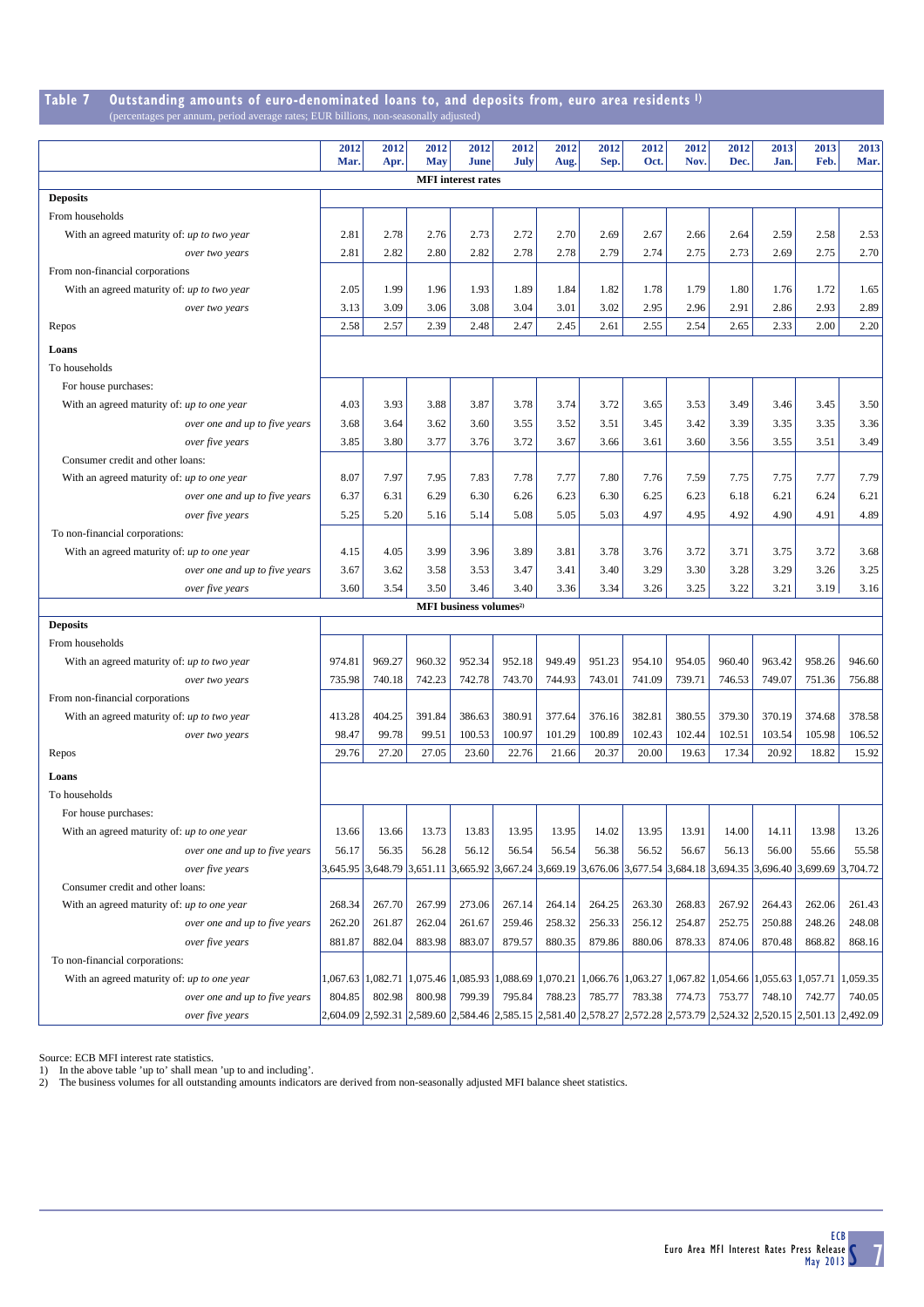## Table 7 Outstanding amounts of euro-denominated loans to, and deposits from, euro area residents [1]

(percentages per annum, period average rates; EUR billions, non-seasonally adjusted)

| | 2012 Mar. | 2012 Apr. | 2012 May | 2012 June | 2012 July | 2012 Aug. | 2012 Sep. | 2012 Oct. | 2012 Nov. | 2012 Dec. | 2013 Jan. | 2013 Feb. | 2013 Mar. |
|---|---|---|---|---|---|---|---|---|---|---|---|---|---|
| **MFI interest rates** | | | | | | | | | | | | | |
| **Deposits** | | | | | | | | | | | | | |
| From households | | | | | | | | | | | | | |
| With an agreed maturity of: *up to two year* | 2.81 | 2.78 | 2.76 | 2.73 | 2.72 | 2.70 | 2.69 | 2.67 | 2.66 | 2.64 | 2.59 | 2.58 | 2.53 |
| *over two years* | 2.81 | 2.82 | 2.80 | 2.82 | 2.78 | 2.78 | 2.79 | 2.74 | 2.75 | 2.73 | 2.69 | 2.75 | 2.70 |
| From non-financial corporations | | | | | | | | | | | | | |
| With an agreed maturity of: *up to two year* | 2.05 | 1.99 | 1.96 | 1.93 | 1.89 | 1.84 | 1.82 | 1.78 | 1.79 | 1.80 | 1.76 | 1.72 | 1.65 |
| *over two years* | 3.13 | 3.09 | 3.06 | 3.08 | 3.04 | 3.01 | 3.02 | 2.95 | 2.96 | 2.91 | 2.86 | 2.93 | 2.89 |
| Repos | 2.58 | 2.57 | 2.39 | 2.48 | 2.47 | 2.45 | 2.61 | 2.55 | 2.54 | 2.65 | 2.33 | 2.00 | 2.20 |
| **Loans** | | | | | | | | | | | | | |
| To households | | | | | | | | | | | | | |
| For house purchases: | | | | | | | | | | | | | |
| With an agreed maturity of: *up to one year* | 4.03 | 3.93 | 3.88 | 3.87 | 3.78 | 3.74 | 3.72 | 3.65 | 3.53 | 3.49 | 3.46 | 3.45 | 3.50 |
| *over one and up to five years* | 3.68 | 3.64 | 3.62 | 3.60 | 3.55 | 3.52 | 3.51 | 3.45 | 3.42 | 3.39 | 3.35 | 3.35 | 3.36 |
| *over five years* | 3.85 | 3.80 | 3.77 | 3.76 | 3.72 | 3.67 | 3.66 | 3.61 | 3.60 | 3.56 | 3.55 | 3.51 | 3.49 |
| Consumer credit and other loans: | | | | | | | | | | | | | |
| With an agreed maturity of: *up to one year* | 8.07 | 7.97 | 7.95 | 7.83 | 7.78 | 7.77 | 7.80 | 7.76 | 7.59 | 7.75 | 7.75 | 7.77 | 7.79 |
| *over one and up to five years* | 6.37 | 6.31 | 6.29 | 6.30 | 6.26 | 6.23 | 6.30 | 6.25 | 6.23 | 6.18 | 6.21 | 6.24 | 6.21 |
| *over five years* | 5.25 | 5.20 | 5.16 | 5.14 | 5.08 | 5.05 | 5.03 | 4.97 | 4.95 | 4.92 | 4.90 | 4.91 | 4.89 |
| To non-financial corporations: | | | | | | | | | | | | | |
| With an agreed maturity of: *up to one year* | 4.15 | 4.05 | 3.99 | 3.96 | 3.89 | 3.81 | 3.78 | 3.76 | 3.72 | 3.71 | 3.75 | 3.72 | 3.68 |
| *over one and up to five years* | 3.67 | 3.62 | 3.58 | 3.53 | 3.47 | 3.41 | 3.40 | 3.29 | 3.30 | 3.28 | 3.29 | 3.26 | 3.25 |
| *over five years* | 3.60 | 3.54 | 3.50 | 3.46 | 3.40 | 3.36 | 3.34 | 3.26 | 3.25 | 3.22 | 3.21 | 3.19 | 3.16 |
| **MFI business volumes[2]** | | | | | | | | | | | | | |
| **Deposits** | | | | | | | | | | | | | |
| From households | | | | | | | | | | | | | |
| With an agreed maturity of: *up to two year* | 974.81 | 969.27 | 960.32 | 952.34 | 952.18 | 949.49 | 951.23 | 954.10 | 954.05 | 960.40 | 963.42 | 958.26 | 946.60 |
| *over two years* | 735.98 | 740.18 | 742.23 | 742.78 | 743.70 | 744.93 | 743.01 | 741.09 | 739.71 | 746.53 | 749.07 | 751.36 | 756.88 |
| From non-financial corporations | | | | | | | | | | | | | |
| With an agreed maturity of: *up to two year* | 413.28 | 404.25 | 391.84 | 386.63 | 380.91 | 377.64 | 376.16 | 382.81 | 380.55 | 379.30 | 370.19 | 374.68 | 378.58 |
| *over two years* | 98.47 | 99.78 | 99.51 | 100.53 | 100.97 | 101.29 | 100.89 | 102.43 | 102.44 | 102.51 | 103.54 | 105.98 | 106.52 |
| Repos | 29.76 | 27.20 | 27.05 | 23.60 | 22.76 | 21.66 | 20.37 | 20.00 | 19.63 | 17.34 | 20.92 | 18.82 | 15.92 |
| **Loans** | | | | | | | | | | | | | |
| To households | | | | | | | | | | | | | |
| For house purchases: | | | | | | | | | | | | | |
| With an agreed maturity of: *up to one year* | 13.66 | 13.66 | 13.73 | 13.83 | 13.95 | 13.95 | 14.02 | 13.95 | 13.91 | 14.00 | 14.11 | 13.98 | 13.26 |
| *over one and up to five years* | 56.17 | 56.35 | 56.28 | 56.12 | 56.54 | 56.54 | 56.38 | 56.52 | 56.67 | 56.13 | 56.00 | 55.66 | 55.58 |
| *over five years* | 3,645.95 | 3,648.79 | 3,651.11 | 3,665.92 | 3,667.24 | 3,669.19 | 3,676.06 | 3,677.54 | 3,684.18 | 3,694.35 | 3,696.40 | 3,699.69 | 3,704.72 |
| Consumer credit and other loans: | | | | | | | | | | | | | |
| With an agreed maturity of: *up to one year* | 268.34 | 267.70 | 267.99 | 273.06 | 267.14 | 264.14 | 264.25 | 263.30 | 268.83 | 267.92 | 264.43 | 262.06 | 261.43 |
| *over one and up to five years* | 262.20 | 261.87 | 262.04 | 261.67 | 259.46 | 258.32 | 256.33 | 256.12 | 254.87 | 252.75 | 250.88 | 248.26 | 248.08 |
| *over five years* | 881.87 | 882.04 | 883.98 | 883.07 | 879.57 | 880.35 | 879.86 | 880.06 | 878.33 | 874.06 | 870.48 | 868.82 | 868.16 |
| To non-financial corporations: | | | | | | | | | | | | | |
| With an agreed maturity of: *up to one year* | 1,067.63 | 1,082.71 | 1,075.46 | 1,085.93 | 1,088.69 | 1,070.21 | 1,066.76 | 1,063.27 | 1,067.82 | 1,054.66 | 1,055.63 | 1,057.71 | 1,059.35 |
| *over one and up to five years* | 804.85 | 802.98 | 800.98 | 799.39 | 795.84 | 788.23 | 785.77 | 783.38 | 774.73 | 753.77 | 748.10 | 742.77 | 740.05 |
| *over five years* | 2,604.09 | 2,592.31 | 2,589.60 | 2,584.46 | 2,585.15 | 2,581.40 | 2,578.27 | 2,572.28 | 2,573.79 | 2,524.32 | 2,520.15 | 2,501.13 | 2,492.09 |

Source: ECB MFI interest rate statistics.

1) In the above table 'up to' shall mean 'up to and including'.

2) The business volumes for all outstanding amounts indicators are derived from non-seasonally adjusted MFI balance sheet statistics.